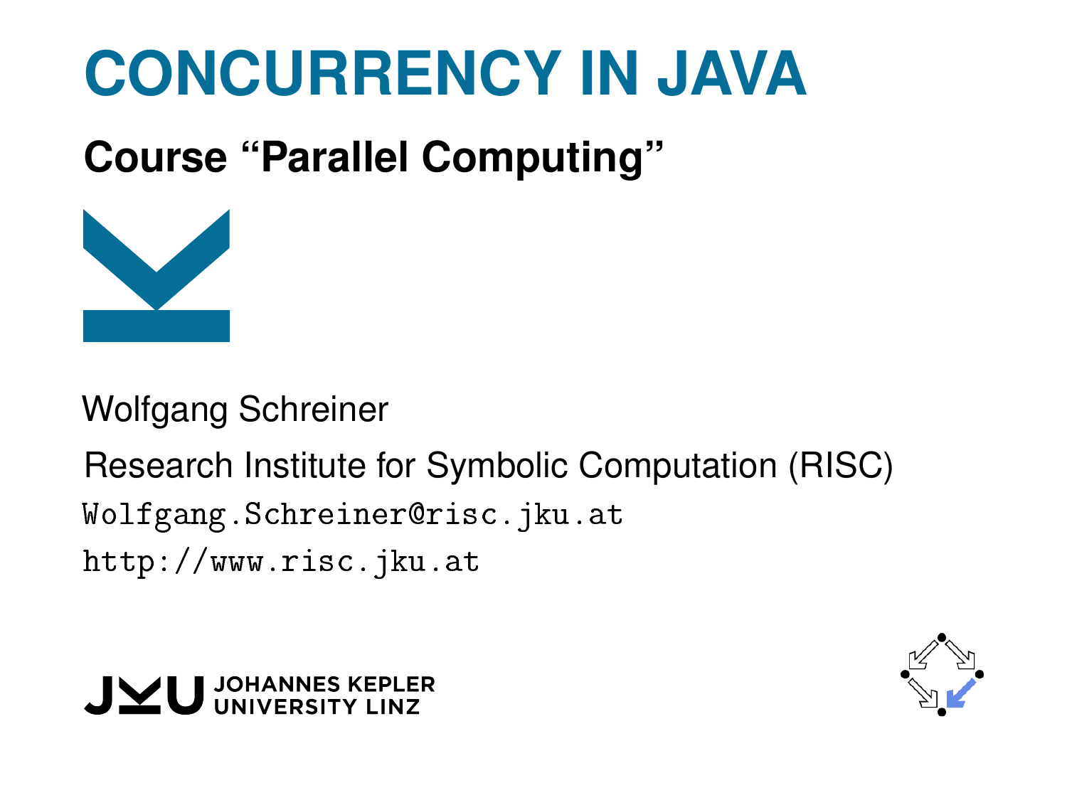# CONCURRENCY IN JAVA

## Course "Parallel Computing"

Wolfgang Schreiner

Research Institute for Symbolic Computation (RISC)

Wolfgang.Schreiner@risc.jku.at

http://www.risc.jku.at

JOHANNES KEPLER UNIVERSITY LINZ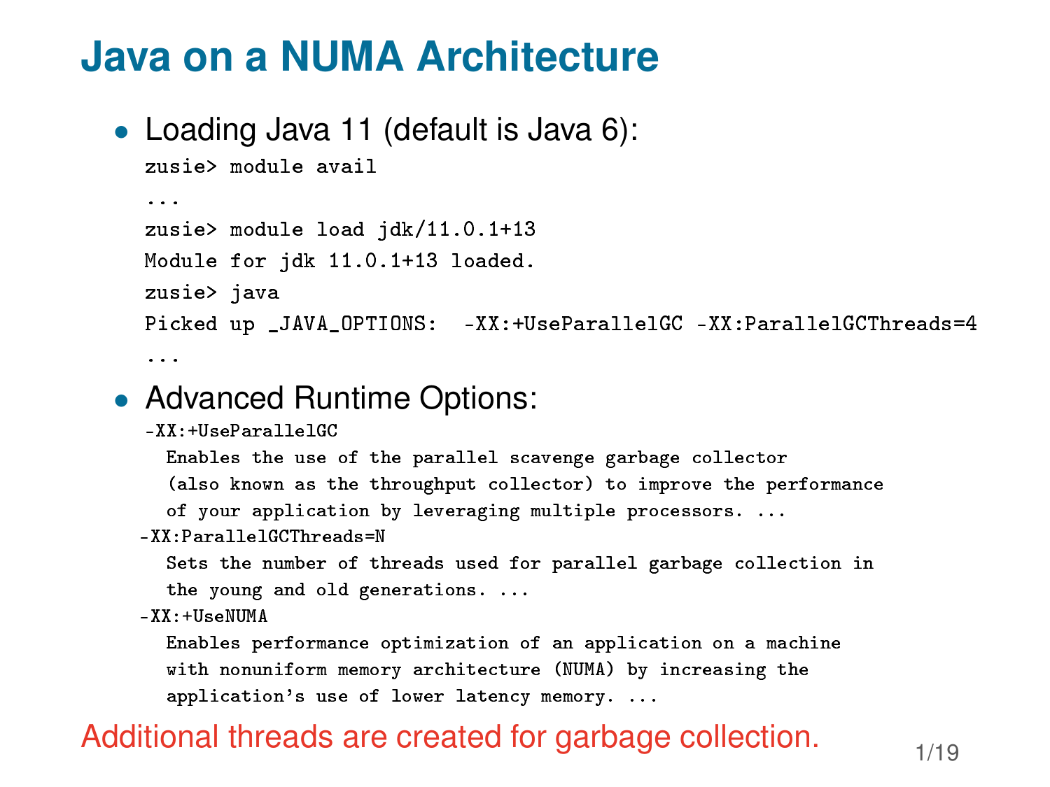# Java on a NUMA Architecture

- Loading Java 11 (default is Java 6):

```
zusie> module avail
...
zusie> module load jdk/11.0.1+13
Module for jdk 11.0.1+13 loaded.
zusie> java
Picked up _JAVA_OPTIONS:  -XX:+UseParallelGC -XX:ParallelGCThreads=4
...
```

- Advanced Runtime Options:

```
-XX:+UseParallelGC
  Enables the use of the parallel scavenge garbage collector
  (also known as the throughput collector) to improve the performance
  of your application by leveraging multiple processors. ...
-XX:ParallelGCThreads=N
  Sets the number of threads used for parallel garbage collection in
  the young and old generations. ...
-XX:+UseNUMA
  Enables performance optimization of an application on a machine
  with nonuniform memory architecture (NUMA) by increasing the
  application's use of lower latency memory. ...
```

Additional threads are created for garbage collection.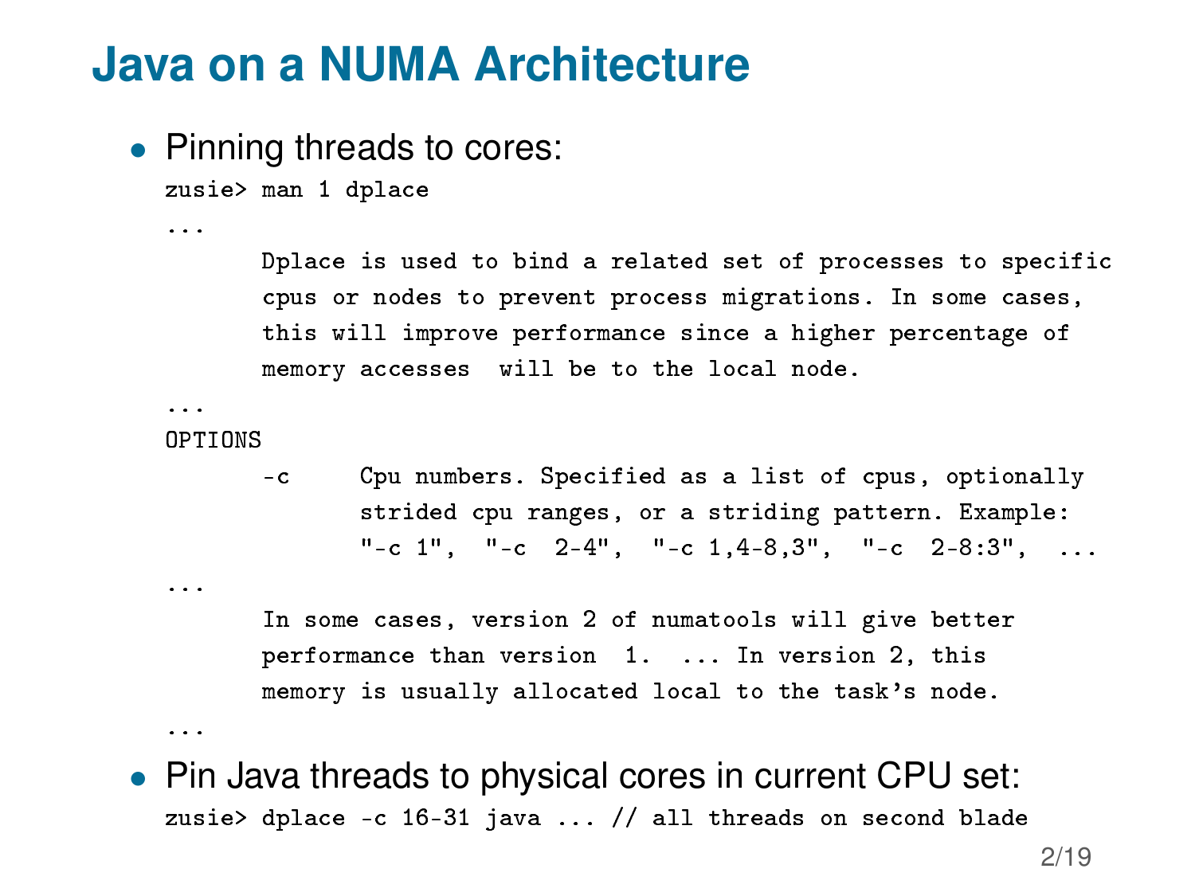# Java on a NUMA Architecture

- Pinning threads to cores:

```
zusie> man 1 dplace
...
       Dplace is used to bind a related set of processes to specific
       cpus or nodes to prevent process migrations. In some cases,
       this will improve performance since a higher percentage of
       memory accesses  will be to the local node.
...
OPTIONS
       -c     Cpu numbers. Specified as a list of cpus, optionally
              strided cpu ranges, or a striding pattern. Example:
              "-c 1",  "-c  2-4",  "-c 1,4-8,3",  "-c  2-8:3",  ...
...
       In some cases, version 2 of numatools will give better
       performance than version  1.  ... In version 2, this
       memory is usually allocated local to the task's node.
...
```

- Pin Java threads to physical cores in current CPU set:

```
zusie> dplace -c 16-31 java ... // all threads on second blade
```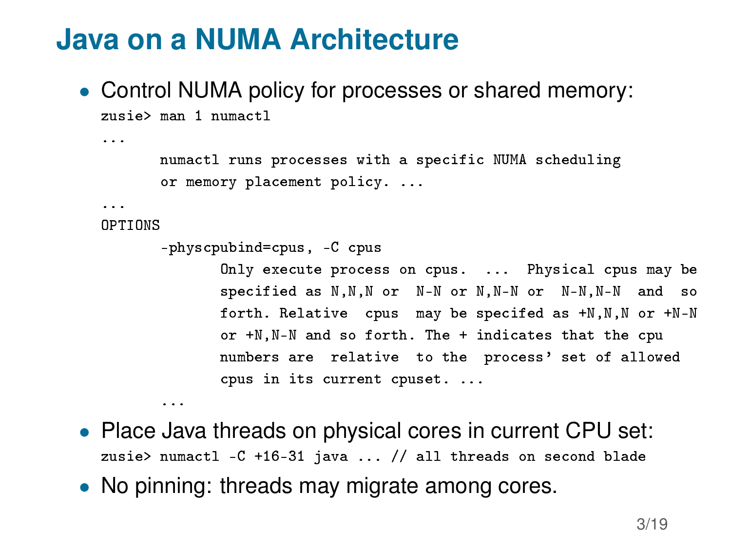# Java on a NUMA Architecture

- Control NUMA policy for processes or shared memory:

```
zusie> man 1 numactl
...
       numactl runs processes with a specific NUMA scheduling
       or memory placement policy. ...
...
OPTIONS
       -physcpubind=cpus, -C cpus
              Only execute process on cpus.  ...  Physical cpus may be
              specified as N,N,N or  N-N or N,N-N or  N-N,N-N  and  so
              forth. Relative  cpus  may be specifed as +N,N,N or +N-N
              or +N,N-N and so forth. The + indicates that the cpu
              numbers are  relative  to the  process' set of allowed
              cpus in its current cpuset. ...
       ...
```

- Place Java threads on physical cores in current CPU set:

```
zusie> numactl -C +16-31 java ... // all threads on second blade
```

- No pinning: threads may migrate among cores.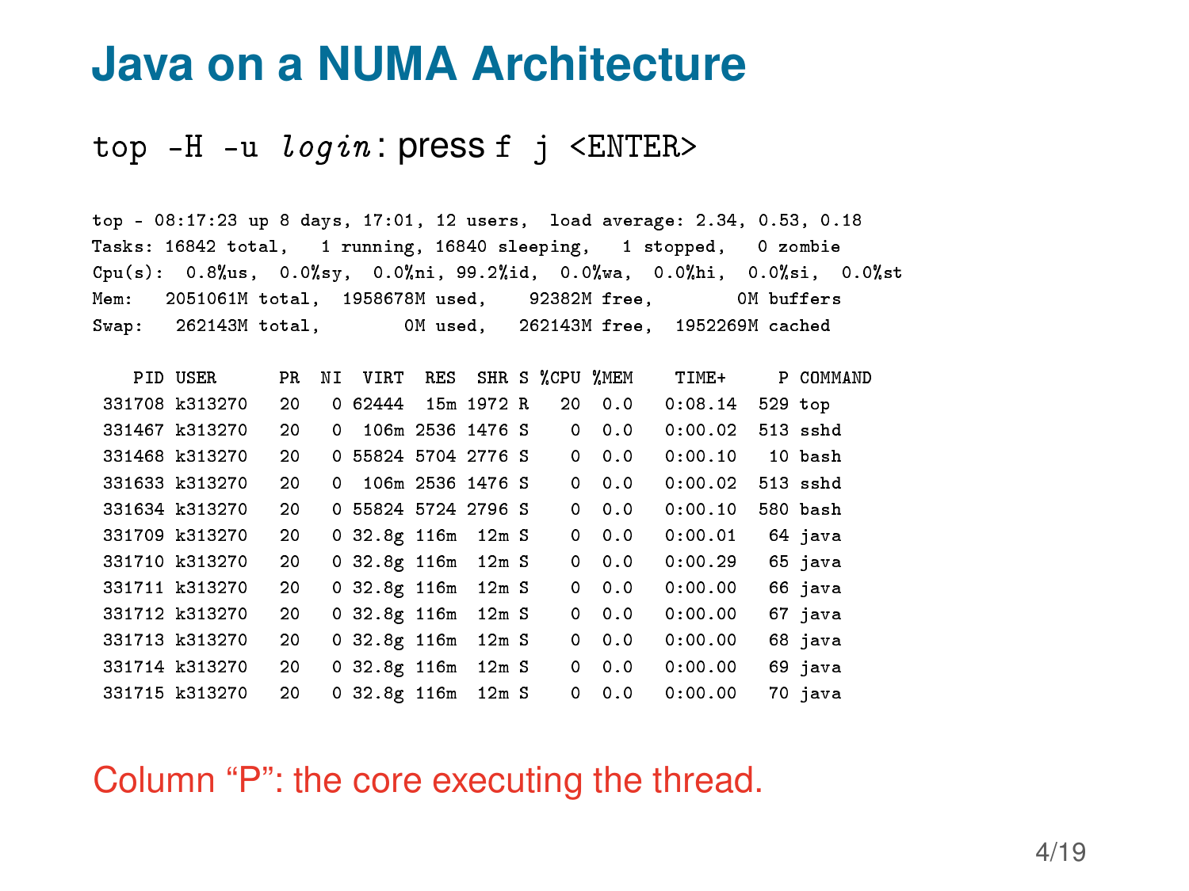# Java on a NUMA Architecture

`top -H -u` *login*: press `f j <ENTER>`

```
top - 08:17:23 up 8 days, 17:01, 12 users,  load average: 2.34, 0.53, 0.18
Tasks: 16842 total,   1 running, 16840 sleeping,   1 stopped,   0 zombie
Cpu(s):  0.8%us,  0.0%sy,  0.0%ni, 99.2%id,  0.0%wa,  0.0%hi,  0.0%si,  0.0%st
Mem:   2051061M total,  1958678M used,    92382M free,        0M buffers
Swap:   262143M total,        0M used,   262143M free,  1952269M cached

   PID USER      PR  NI  VIRT  RES  SHR S %CPU %MEM    TIME+    P COMMAND
 331708 k313270   20   0 62444  15m 1972 R   20  0.0   0:08.14  529 top
 331467 k313270   20   0  106m 2536 1476 S    0  0.0   0:00.02  513 sshd
 331468 k313270   20   0 55824 5704 2776 S    0  0.0   0:00.10   10 bash
 331633 k313270   20   0  106m 2536 1476 S    0  0.0   0:00.02  513 sshd
 331634 k313270   20   0 55824 5724 2796 S    0  0.0   0:00.10  580 bash
 331709 k313270   20   0 32.8g 116m  12m S    0  0.0   0:00.01   64 java
 331710 k313270   20   0 32.8g 116m  12m S    0  0.0   0:00.29   65 java
 331711 k313270   20   0 32.8g 116m  12m S    0  0.0   0:00.00   66 java
 331712 k313270   20   0 32.8g 116m  12m S    0  0.0   0:00.00   67 java
 331713 k313270   20   0 32.8g 116m  12m S    0  0.0   0:00.00   68 java
 331714 k313270   20   0 32.8g 116m  12m S    0  0.0   0:00.00   69 java
 331715 k313270   20   0 32.8g 116m  12m S    0  0.0   0:00.00   70 java
```

Column “P”: the core executing the thread.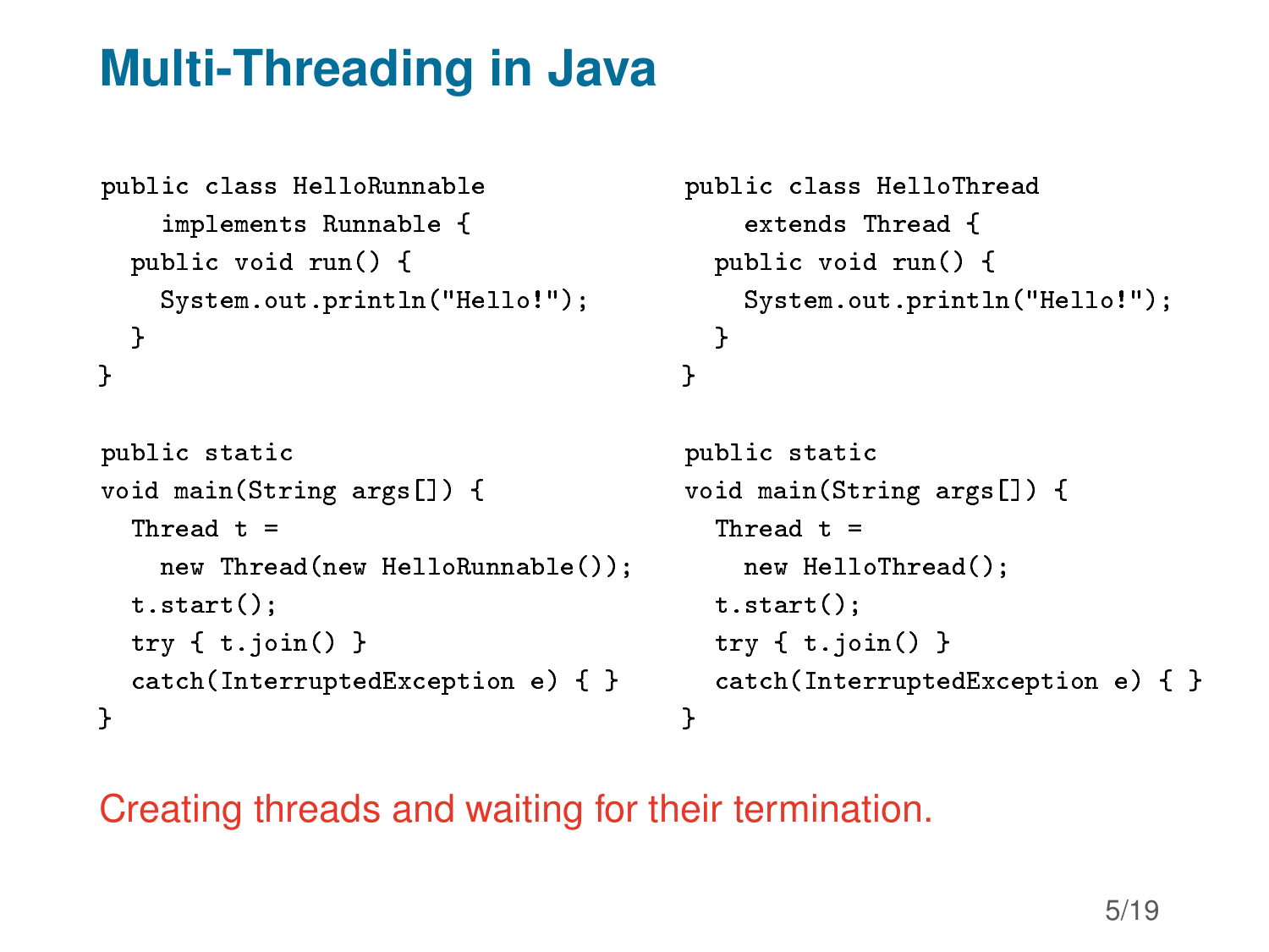# Multi-Threading in Java

```
public class HelloRunnable
    implements Runnable {
  public void run() {
    System.out.println("Hello!");
  }
}

public static
void main(String args[]) {
  Thread t =
    new Thread(new HelloRunnable());
  t.start();
  try { t.join() }
  catch(InterruptedException e) { }
}
```

```
public class HelloThread
    extends Thread {
  public void run() {
    System.out.println("Hello!");
  }
}

public static
void main(String args[]) {
  Thread t =
    new HelloThread();
  t.start();
  try { t.join() }
  catch(InterruptedException e) { }
}
```

Creating threads and waiting for their termination.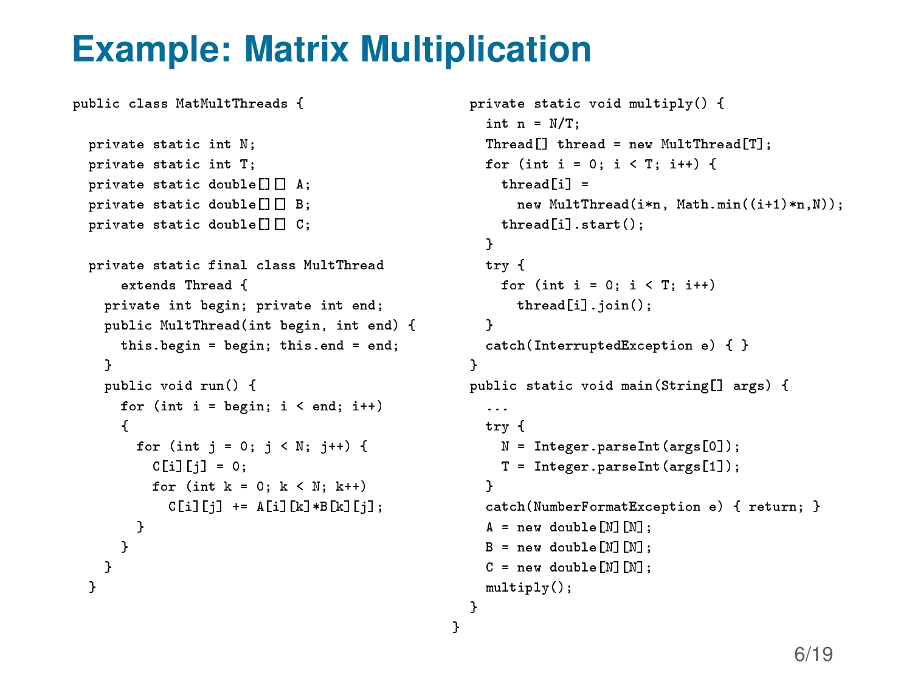# Example: Matrix Multiplication

```
public class MatMultThreads {

  private static int N;
  private static int T;
  private static double[][] A;
  private static double[][] B;
  private static double[][] C;

  private static final class MultThread
      extends Thread {
    private int begin; private int end;
    public MultThread(int begin, int end) {
      this.begin = begin; this.end = end;
    }
    public void run() {
      for (int i = begin; i < end; i++)
      {
        for (int j = 0; j < N; j++) {
          C[i][j] = 0;
          for (int k = 0; k < N; k++)
            C[i][j] += A[i][k]*B[k][j];
        }
      }
    }
  }
```

```
  private static void multiply() {
    int n = N/T;
    Thread[] thread = new MultThread[T];
    for (int i = 0; i < T; i++) {
      thread[i] =
        new MultThread(i*n, Math.min((i+1)*n,N));
      thread[i].start();
    }
    try {
      for (int i = 0; i < T; i++)
        thread[i].join();
    }
    catch(InterruptedException e) { }
  }
  public static void main(String[] args) {
    ...
    try {
      N = Integer.parseInt(args[0]);
      T = Integer.parseInt(args[1]);
    }
    catch(NumberFormatException e) { return; }
    A = new double[N][N];
    B = new double[N][N];
    C = new double[N][N];
    multiply();
  }
}
```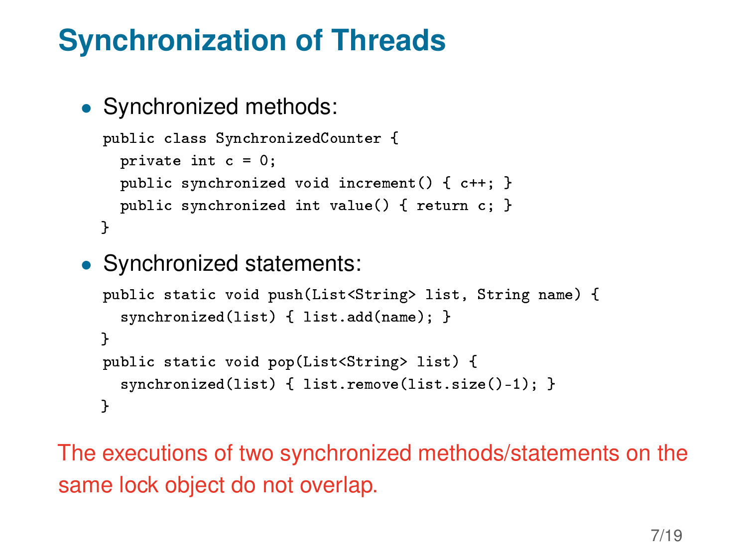# Synchronization of Threads

- Synchronized methods:

```
public class SynchronizedCounter {
  private int c = 0;
  public synchronized void increment() { c++; }
  public synchronized int value() { return c; }
}
```

- Synchronized statements:

```
public static void push(List<String> list, String name) {
  synchronized(list) { list.add(name); }
}
public static void pop(List<String> list) {
  synchronized(list) { list.remove(list.size()-1); }
}
```

The executions of two synchronized methods/statements on the same lock object do not overlap.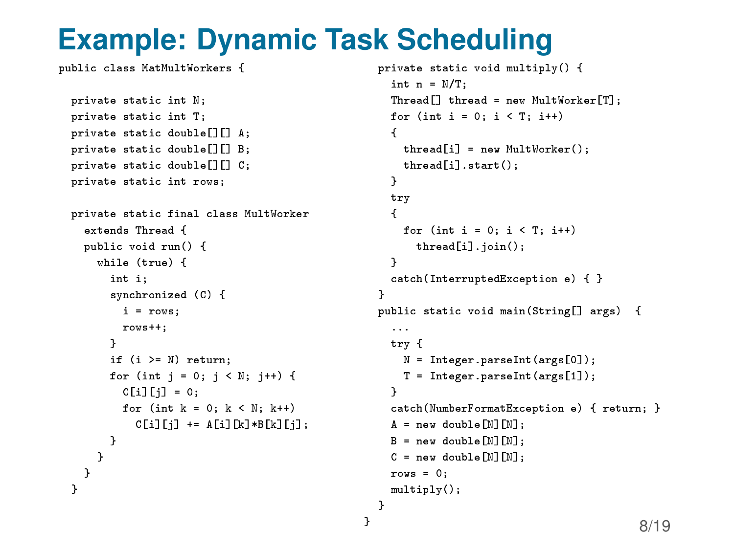# Example: Dynamic Task Scheduling

```java
public class MatMultWorkers {

  private static int N;
  private static int T;
  private static double[][] A;
  private static double[][] B;
  private static double[][] C;
  private static int rows;

  private static final class MultWorker
    extends Thread {
    public void run() {
      while (true) {
        int i;
        synchronized (C) {
          i = rows;
          rows++;
        }
        if (i >= N) return;
        for (int j = 0; j < N; j++) {
          C[i][j] = 0;
          for (int k = 0; k < N; k++)
            C[i][j] += A[i][k]*B[k][j];
        }
      }
    }
  }

  private static void multiply() {
    int n = N/T;
    Thread[] thread = new MultWorker[T];
    for (int i = 0; i < T; i++)
    {
      thread[i] = new MultWorker();
      thread[i].start();
    }
    try
    {
      for (int i = 0; i < T; i++)
        thread[i].join();
    }
    catch(InterruptedException e) { }
  }
  public static void main(String[] args)  {
    ...
    try {
      N = Integer.parseInt(args[0]);
      T = Integer.parseInt(args[1]);
    }
    catch(NumberFormatException e) { return; }
    A = new double[N][N];
    B = new double[N][N];
    C = new double[N][N];
    rows = 0;
    multiply();
  }
}
```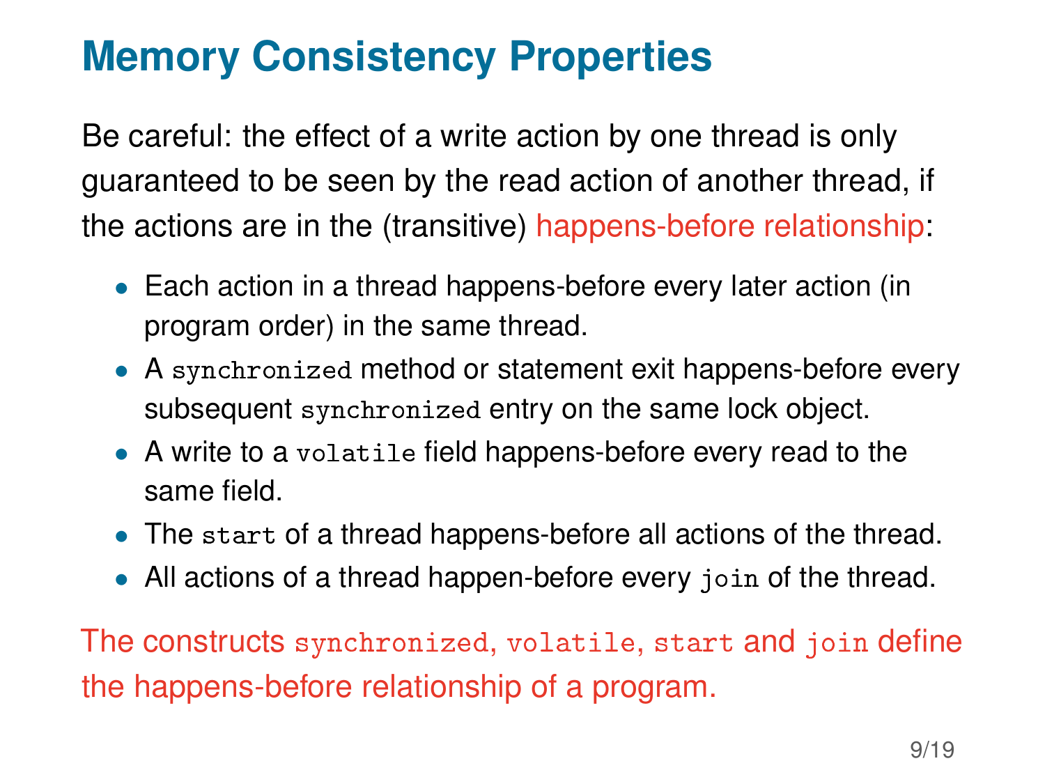# Memory Consistency Properties

Be careful: the effect of a write action by one thread is only guaranteed to be seen by the read action of another thread, if the actions are in the (transitive) happens-before relationship:

- Each action in a thread happens-before every later action (in program order) in the same thread.
- A `synchronized` method or statement exit happens-before every subsequent `synchronized` entry on the same lock object.
- A write to a `volatile` field happens-before every read to the same field.
- The `start` of a thread happens-before all actions of the thread.
- All actions of a thread happen-before every `join` of the thread.

The constructs `synchronized`, `volatile`, `start` and `join` define the happens-before relationship of a program.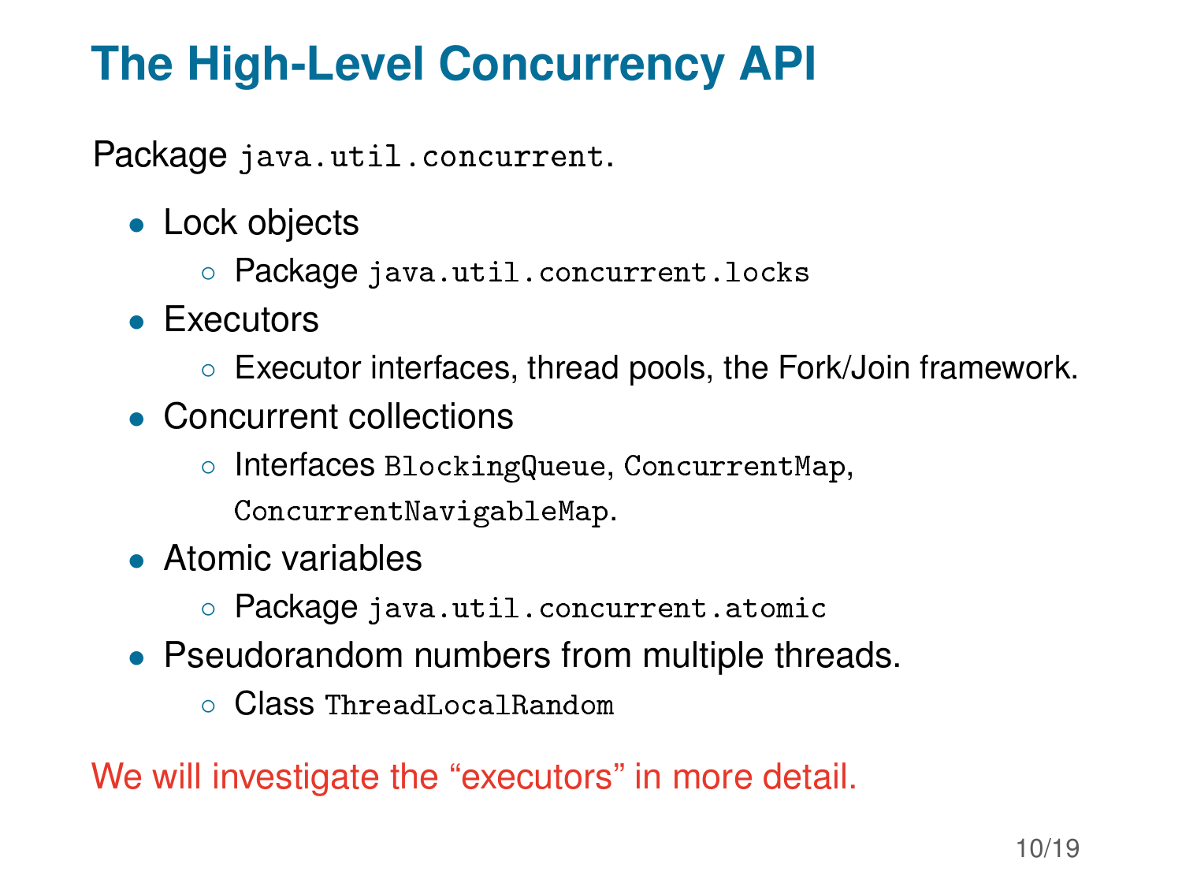# The High-Level Concurrency API

Package `java.util.concurrent`.

- Lock objects
  - Package `java.util.concurrent.locks`
- Executors
  - Executor interfaces, thread pools, the Fork/Join framework.
- Concurrent collections
  - Interfaces `BlockingQueue`, `ConcurrentMap`, `ConcurrentNavigableMap`.
- Atomic variables
  - Package `java.util.concurrent.atomic`
- Pseudorandom numbers from multiple threads.
  - Class `ThreadLocalRandom`

We will investigate the "executors" in more detail.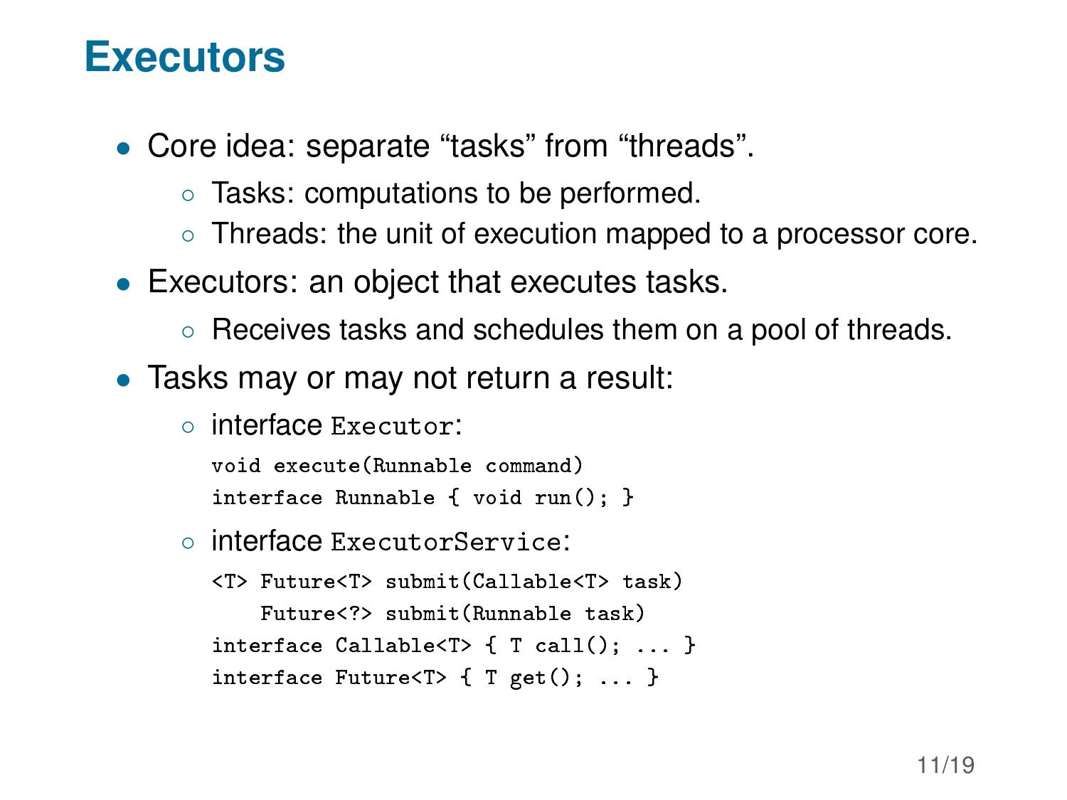# Executors

- Core idea: separate "tasks" from "threads".
  - Tasks: computations to be performed.
  - Threads: the unit of execution mapped to a processor core.
- Executors: an object that executes tasks.
  - Receives tasks and schedules them on a pool of threads.
- Tasks may or may not return a result:
  - interface `Executor`:

    ```
    void execute(Runnable command)
    interface Runnable { void run(); }
    ```

  - interface `ExecutorService`:

    ```
    <T> Future<T> submit(Callable<T> task)
        Future<?> submit(Runnable task)
    interface Callable<T> { T call(); ... }
    interface Future<T> { T get(); ... }
    ```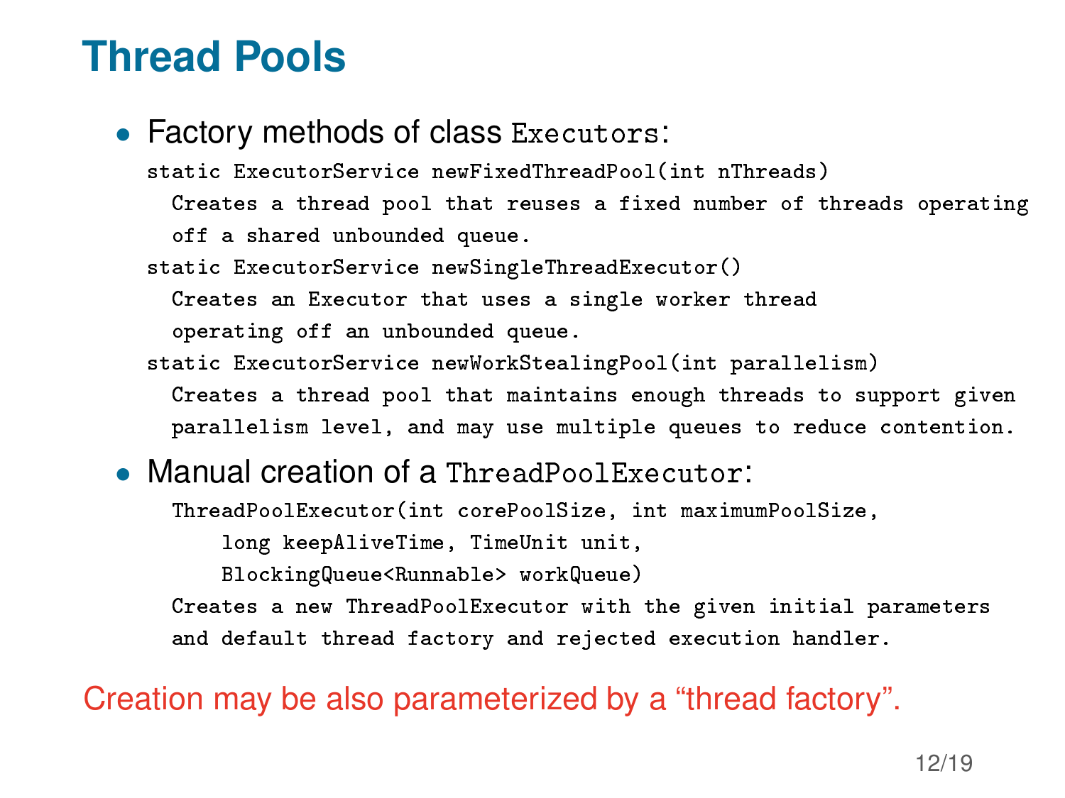# Thread Pools

- Factory methods of class `Executors`:

```
static ExecutorService newFixedThreadPool(int nThreads)
  Creates a thread pool that reuses a fixed number of threads operating
  off a shared unbounded queue.
static ExecutorService newSingleThreadExecutor()
  Creates an Executor that uses a single worker thread
  operating off an unbounded queue.
static ExecutorService newWorkStealingPool(int parallelism)
  Creates a thread pool that maintains enough threads to support given
  parallelism level, and may use multiple queues to reduce contention.
```

- Manual creation of a `ThreadPoolExecutor`:

```
ThreadPoolExecutor(int corePoolSize, int maximumPoolSize,
    long keepAliveTime, TimeUnit unit,
    BlockingQueue<Runnable> workQueue)
Creates a new ThreadPoolExecutor with the given initial parameters
and default thread factory and rejected execution handler.
```

Creation may be also parameterized by a “thread factory”.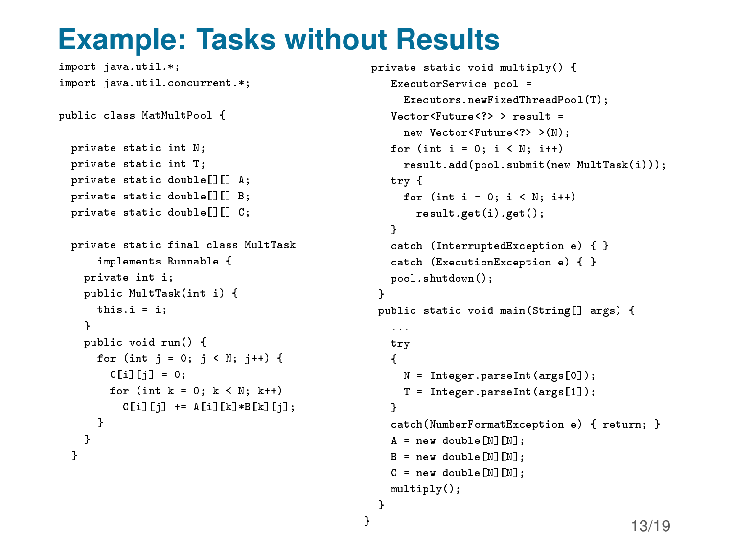# Example: Tasks without Results

```java
import java.util.*;
import java.util.concurrent.*;

public class MatMultPool {

  private static int N;
  private static int T;
  private static double[][] A;
  private static double[][] B;
  private static double[][] C;

  private static final class MultTask
      implements Runnable {
    private int i;
    public MultTask(int i) {
      this.i = i;
    }
    public void run() {
      for (int j = 0; j < N; j++) {
        C[i][j] = 0;
        for (int k = 0; k < N; k++)
          C[i][j] += A[i][k]*B[k][j];
      }
    }
  }

  private static void multiply() {
    ExecutorService pool =
      Executors.newFixedThreadPool(T);
    Vector<Future<?> > result =
      new Vector<Future<?> >(N);
    for (int i = 0; i < N; i++)
      result.add(pool.submit(new MultTask(i)));
    try {
      for (int i = 0; i < N; i++)
        result.get(i).get();
    }
    catch (InterruptedException e) { }
    catch (ExecutionException e) { }
    pool.shutdown();
  }
  public static void main(String[] args) {
    ...
    try
    {
      N = Integer.parseInt(args[0]);
      T = Integer.parseInt(args[1]);
    }
    catch(NumberFormatException e) { return; }
    A = new double[N][N];
    B = new double[N][N];
    C = new double[N][N];
    multiply();
  }
}
```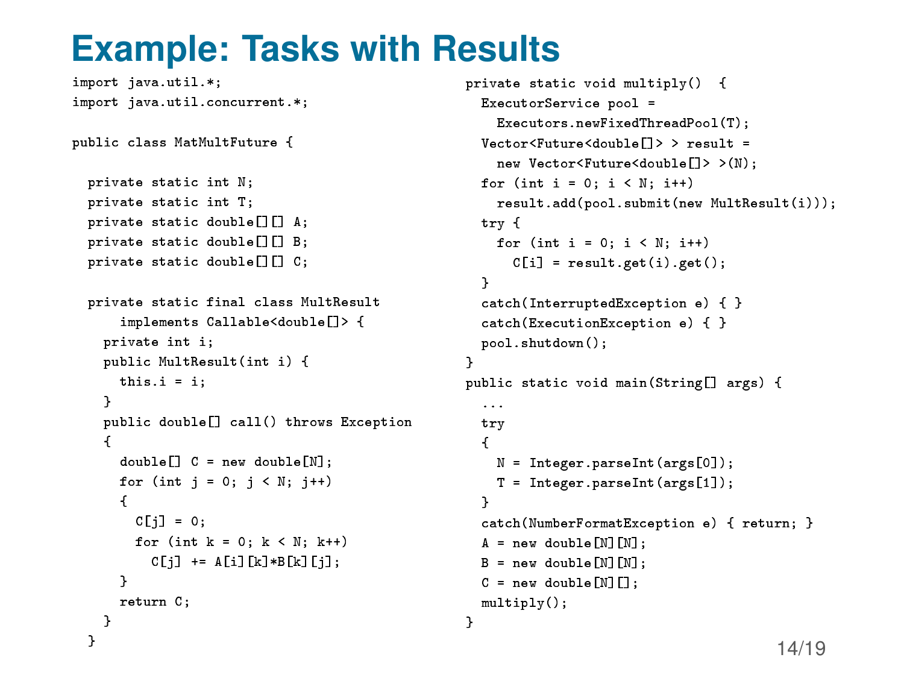# Example: Tasks with Results

```java
import java.util.*;
import java.util.concurrent.*;

public class MatMultFuture {

  private static int N;
  private static int T;
  private static double[][] A;
  private static double[][] B;
  private static double[][] C;

  private static final class MultResult
      implements Callable<double[]> {
    private int i;
    public MultResult(int i) {
      this.i = i;
    }
    public double[] call() throws Exception
    {
      double[] C = new double[N];
      for (int j = 0; j < N; j++)
      {
        C[j] = 0;
        for (int k = 0; k < N; k++)
          C[j] += A[i][k]*B[k][j];
      }
      return C;
    }
  }
```

```java
private static void multiply()  {
  ExecutorService pool =
    Executors.newFixedThreadPool(T);
  Vector<Future<double[]> > result =
    new Vector<Future<double[]> >(N);
  for (int i = 0; i < N; i++)
    result.add(pool.submit(new MultResult(i)));
  try {
    for (int i = 0; i < N; i++)
      C[i] = result.get(i).get();
  }
  catch(InterruptedException e) { }
  catch(ExecutionException e) { }
  pool.shutdown();
}
public static void main(String[] args) {
  ...
  try
  {
    N = Integer.parseInt(args[0]);
    T = Integer.parseInt(args[1]);
  }
  catch(NumberFormatException e) { return; }
  A = new double[N][N];
  B = new double[N][N];
  C = new double[N][];
  multiply();
}
```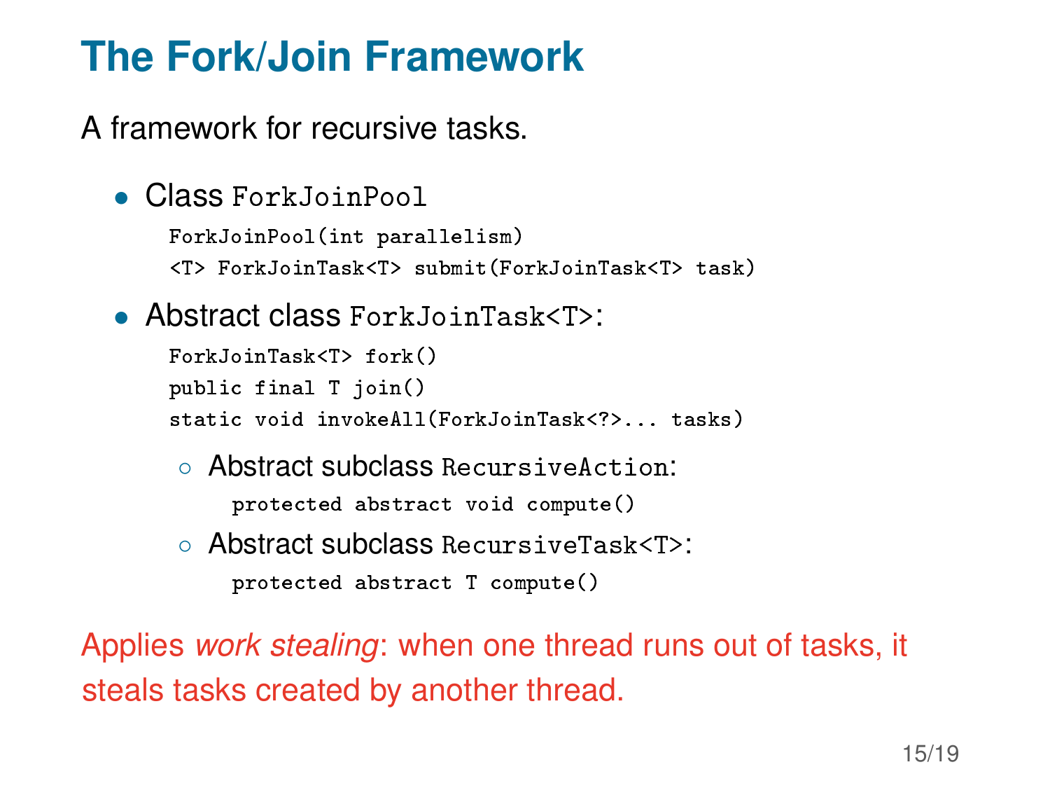# The Fork/Join Framework

A framework for recursive tasks.

- Class `ForkJoinPool`

  ```
  ForkJoinPool(int parallelism)
  <T> ForkJoinTask<T> submit(ForkJoinTask<T> task)
  ```

- Abstract class `ForkJoinTask<T>`:

  ```
  ForkJoinTask<T> fork()
  public final T join()
  static void invokeAll(ForkJoinTask<?>... tasks)
  ```

  - Abstract subclass `RecursiveAction`:

    ```
    protected abstract void compute()
    ```

  - Abstract subclass `RecursiveTask<T>`:

    ```
    protected abstract T compute()
    ```

Applies *work stealing*: when one thread runs out of tasks, it steals tasks created by another thread.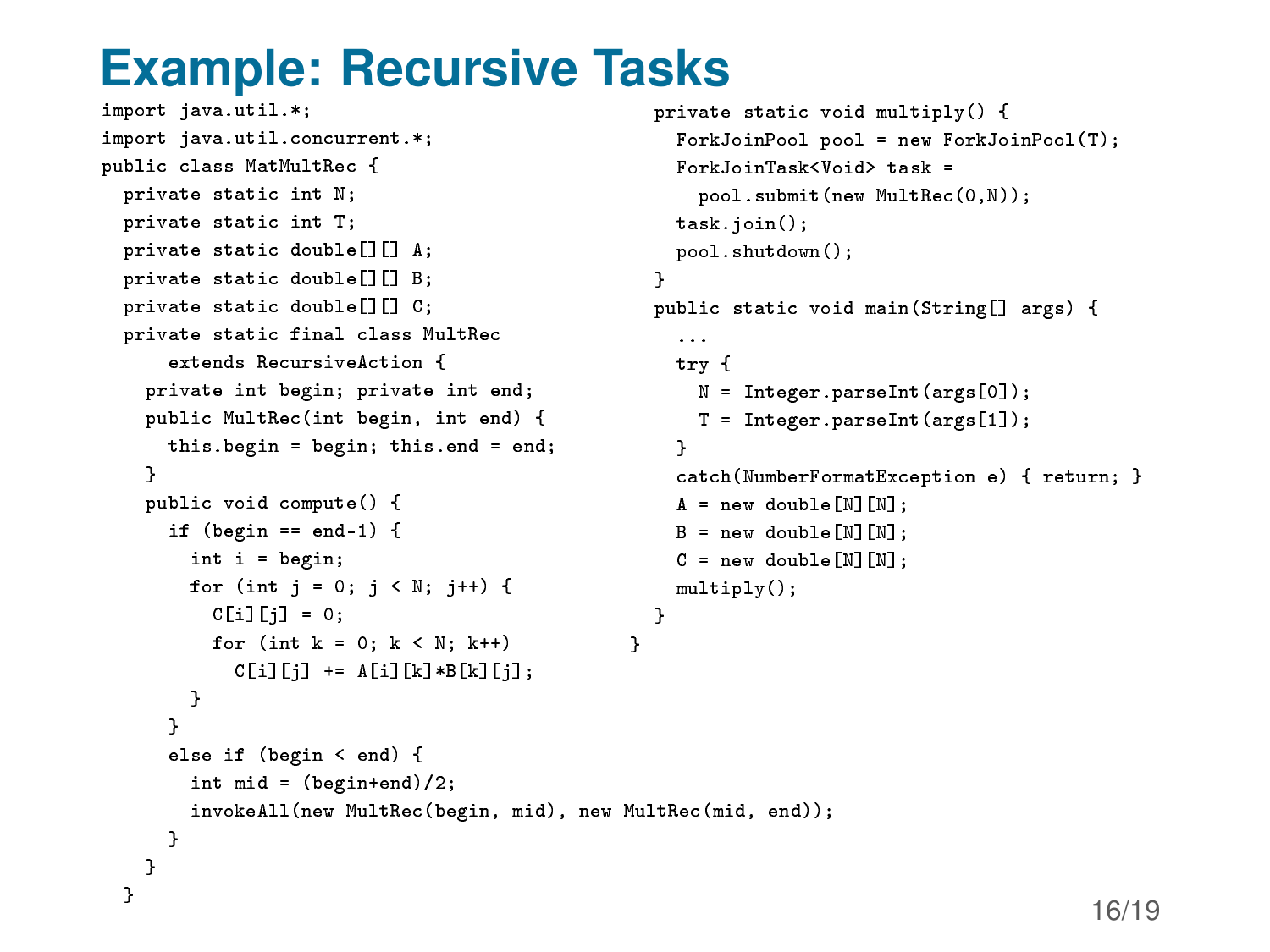# Example: Recursive Tasks

```java
import java.util.*;
import java.util.concurrent.*;
public class MatMultRec {
  private static int N;
  private static int T;
  private static double[][] A;
  private static double[][] B;
  private static double[][] C;
  private static final class MultRec
      extends RecursiveAction {
    private int begin; private int end;
    public MultRec(int begin, int end) {
      this.begin = begin; this.end = end;
    }
    public void compute() {
      if (begin == end-1) {
        int i = begin;
        for (int j = 0; j < N; j++) {
          C[i][j] = 0;
          for (int k = 0; k < N; k++)
            C[i][j] += A[i][k]*B[k][j];
        }
      }
      else if (begin < end) {
        int mid = (begin+end)/2;
        invokeAll(new MultRec(begin, mid), new MultRec(mid, end));
      }
    }
  }
  private static void multiply() {
    ForkJoinPool pool = new ForkJoinPool(T);
    ForkJoinTask<Void> task =
      pool.submit(new MultRec(0,N));
    task.join();
    pool.shutdown();
  }
  public static void main(String[] args) {
    ...
    try {
      N = Integer.parseInt(args[0]);
      T = Integer.parseInt(args[1]);
    }
    catch(NumberFormatException e) { return; }
    A = new double[N][N];
    B = new double[N][N];
    C = new double[N][N];
    multiply();
  }
}
```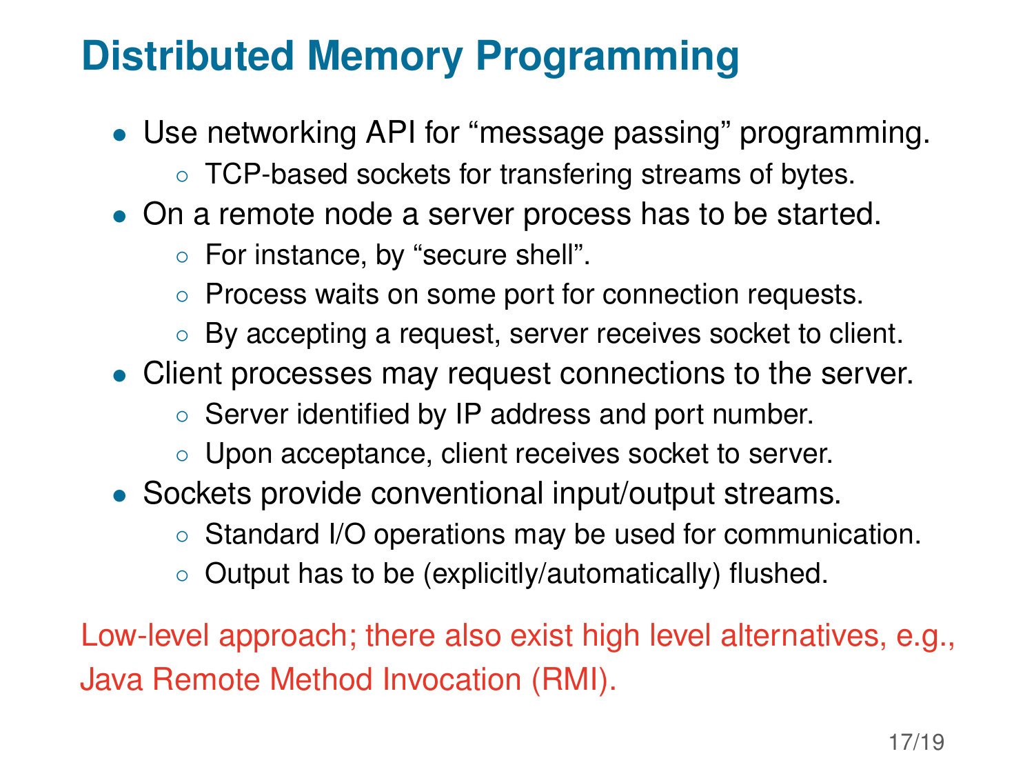# Distributed Memory Programming

- Use networking API for “message passing” programming.
  - TCP-based sockets for transfering streams of bytes.
- On a remote node a server process has to be started.
  - For instance, by “secure shell”.
  - Process waits on some port for connection requests.
  - By accepting a request, server receives socket to client.
- Client processes may request connections to the server.
  - Server identified by IP address and port number.
  - Upon acceptance, client receives socket to server.
- Sockets provide conventional input/output streams.
  - Standard I/O operations may be used for communication.
  - Output has to be (explicitly/automatically) flushed.

Low-level approach; there also exist high level alternatives, e.g., Java Remote Method Invocation (RMI).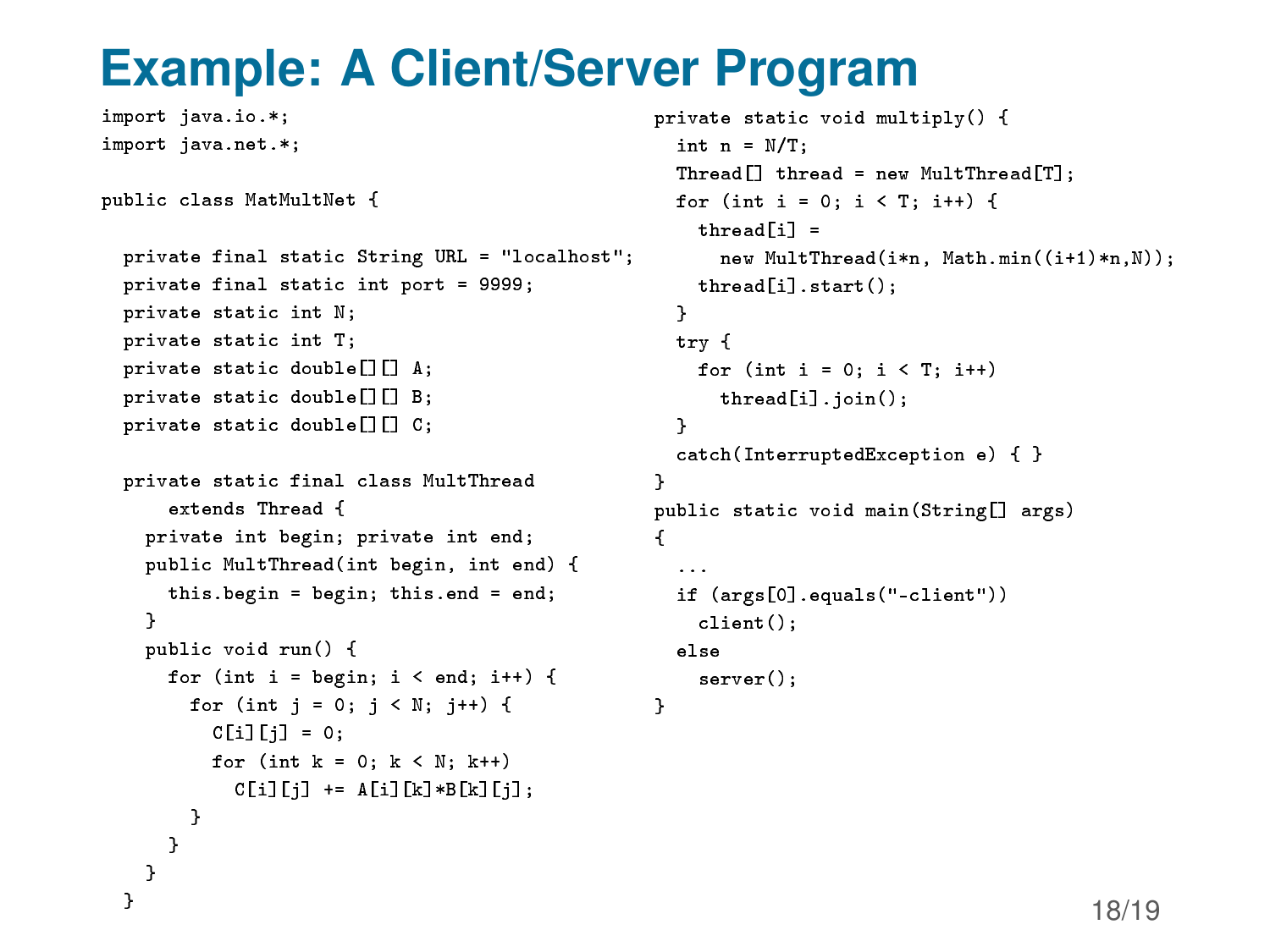# Example: A Client/Server Program

```java
import java.io.*;
import java.net.*;

public class MatMultNet {

  private final static String URL = "localhost";
  private final static int port = 9999;
  private static int N;
  private static int T;
  private static double[][] A;
  private static double[][] B;
  private static double[][] C;

  private static final class MultThread
      extends Thread {
    private int begin; private int end;
    public MultThread(int begin, int end) {
      this.begin = begin; this.end = end;
    }
    public void run() {
      for (int i = begin; i < end; i++) {
        for (int j = 0; j < N; j++) {
          C[i][j] = 0;
          for (int k = 0; k < N; k++)
            C[i][j] += A[i][k]*B[k][j];
        }
      }
    }
  }
```

```java
private static void multiply() {
  int n = N/T;
  Thread[] thread = new MultThread[T];
  for (int i = 0; i < T; i++) {
    thread[i] =
      new MultThread(i*n, Math.min((i+1)*n,N));
    thread[i].start();
  }
  try {
    for (int i = 0; i < T; i++)
      thread[i].join();
  }
  catch(InterruptedException e) { }
}
public static void main(String[] args)
{
  ...
  if (args[0].equals("-client"))
    client();
  else
    server();
}
```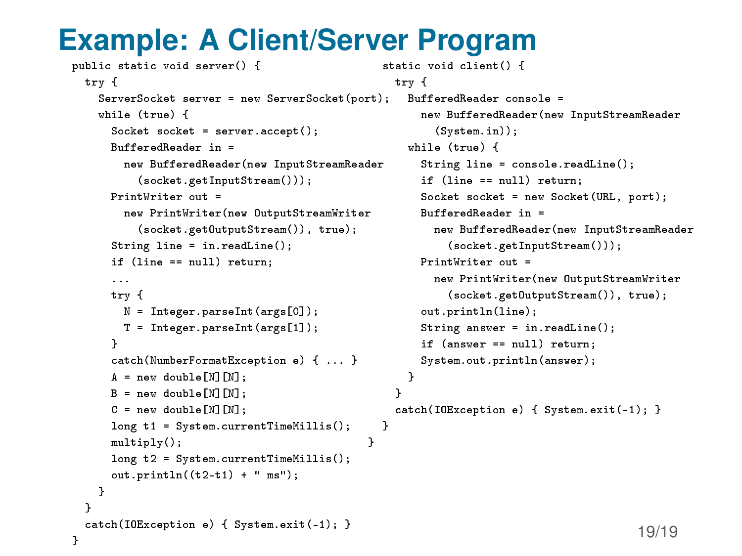# Example: A Client/Server Program

```
public static void server() {
  try {
    ServerSocket server = new ServerSocket(port);
    while (true) {
      Socket socket = server.accept();
      BufferedReader in =
        new BufferedReader(new InputStreamReader
          (socket.getInputStream()));
      PrintWriter out =
        new PrintWriter(new OutputStreamWriter
          (socket.getOutputStream()), true);
      String line = in.readLine();
      if (line == null) return;
      ...
      try {
        N = Integer.parseInt(args[0]);
        T = Integer.parseInt(args[1]);
      }
      catch(NumberFormatException e) { ... }
      A = new double[N][N];
      B = new double[N][N];
      C = new double[N][N];
      long t1 = System.currentTimeMillis();
      multiply();
      long t2 = System.currentTimeMillis();
      out.println((t2-t1) + " ms");
    }
  }
  catch(IOException e) { System.exit(-1); }
}
```

```
static void client() {
  try {
    BufferedReader console =
      new BufferedReader(new InputStreamReader
        (System.in));
    while (true) {
      String line = console.readLine();
      if (line == null) return;
      Socket socket = new Socket(URL, port);
      BufferedReader in =
        new BufferedReader(new InputStreamReader
          (socket.getInputStream()));
      PrintWriter out =
        new PrintWriter(new OutputStreamWriter
          (socket.getOutputStream()), true);
      out.println(line);
      String answer = in.readLine();
      if (answer == null) return;
      System.out.println(answer);
    }
  }
  catch(IOException e) { System.exit(-1); }
}
}
```